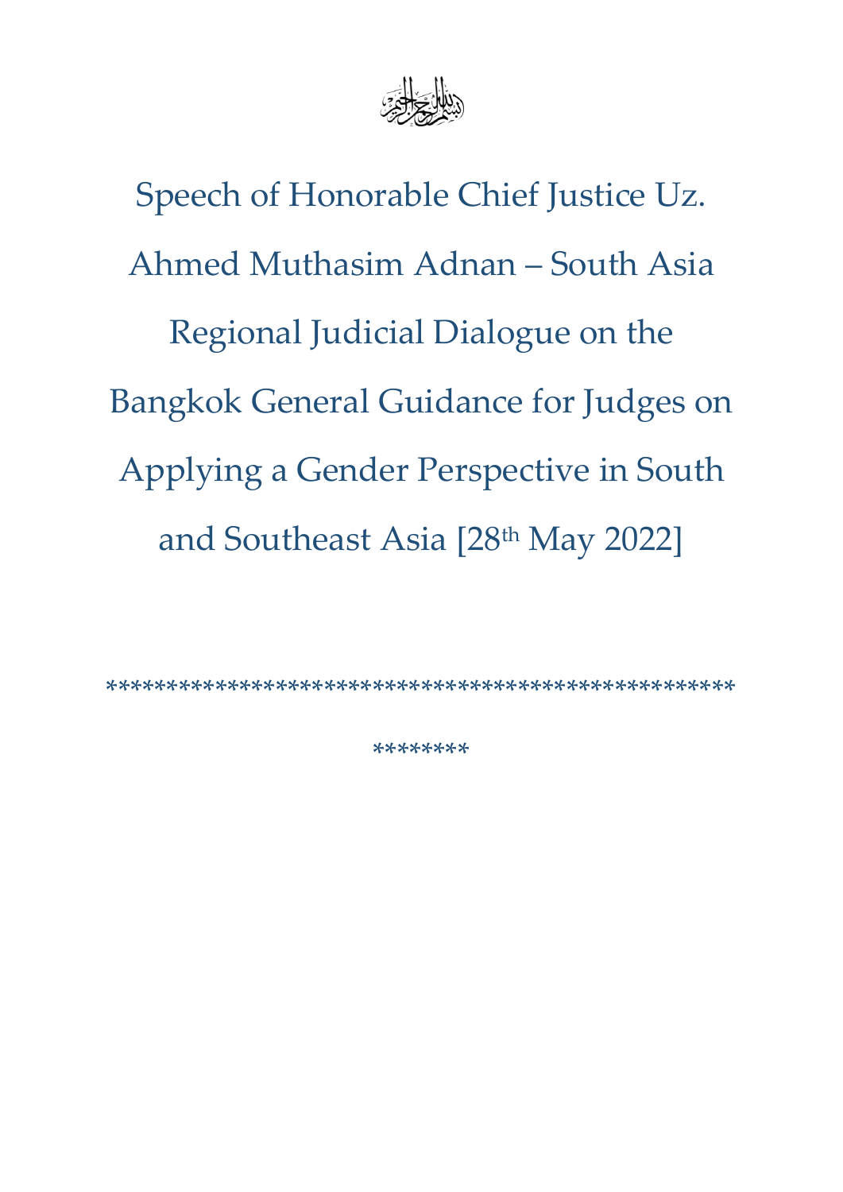# Speech of Honorable Chief Justice Uz. Ahmed Muthasim Adnan – South Asia Regional Judicial Dialogue on the Bangkok General Guidance for Judges on Applying a Gender Perspective in South and Southeast Asia [28th May 2022]

************************************************************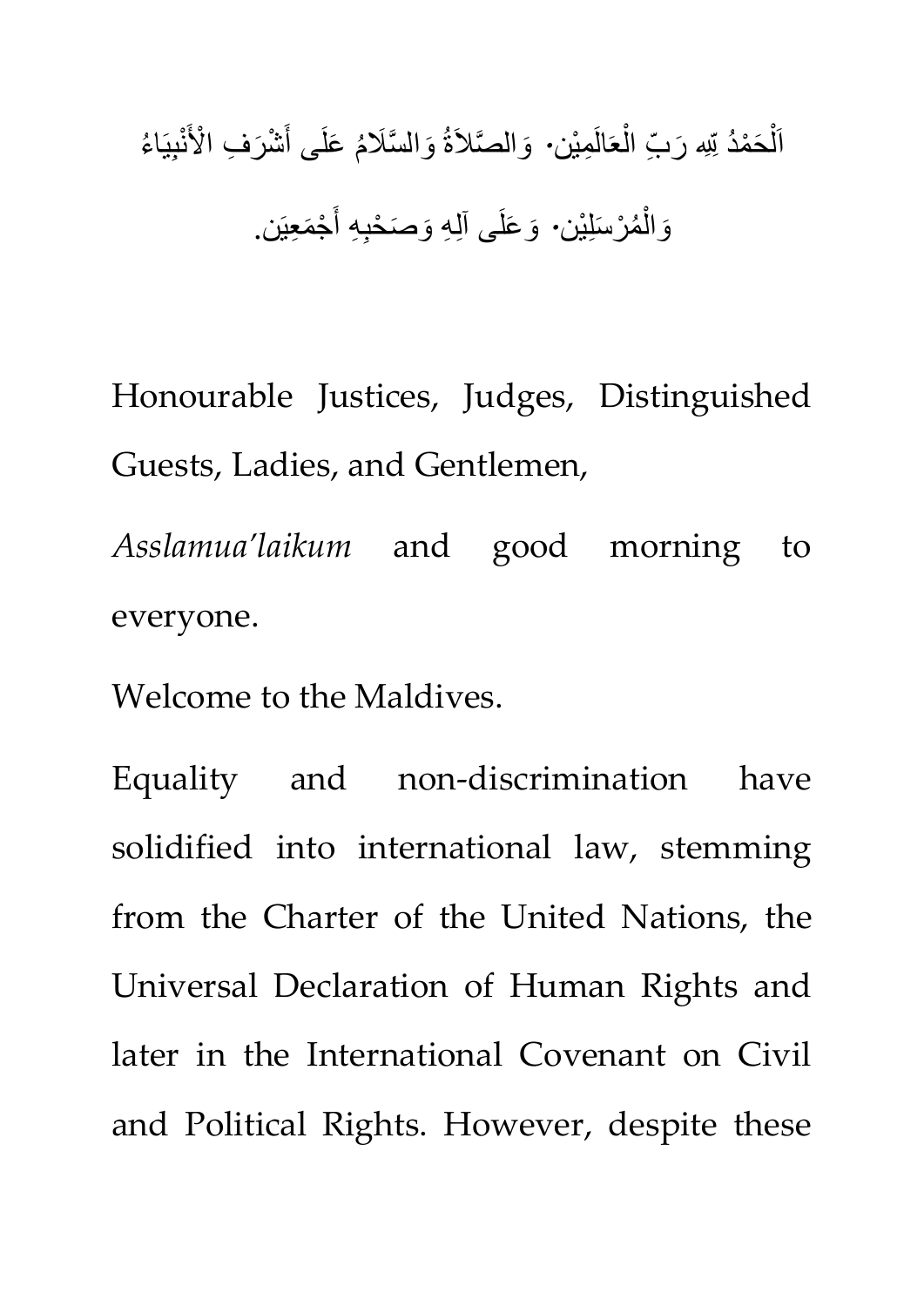اَلْحَمْدُ لِلّٰهِ رَبِّ الْعَالَمِيْن. وَالصَّلاَةُ وَالسَّلَامُ عَلَى أَشْرَفِ الْأَنْبِيَاءُ وَالْمُرْسَلِيْن. وَعَلَى آلِهِ وَصَحْبِهِ أَجْمَعِيَن.

Honourable Justices, Judges, Distinguished Guests, Ladies, and Gentlemen,

*Asslamua'laikum* and good morning to everyone.

Welcome to the Maldives.

Equality and non-discrimination have solidified into international law, stemming from the Charter of the United Nations, the Universal Declaration of Human Rights and later in the International Covenant on Civil and Political Rights. However, despite these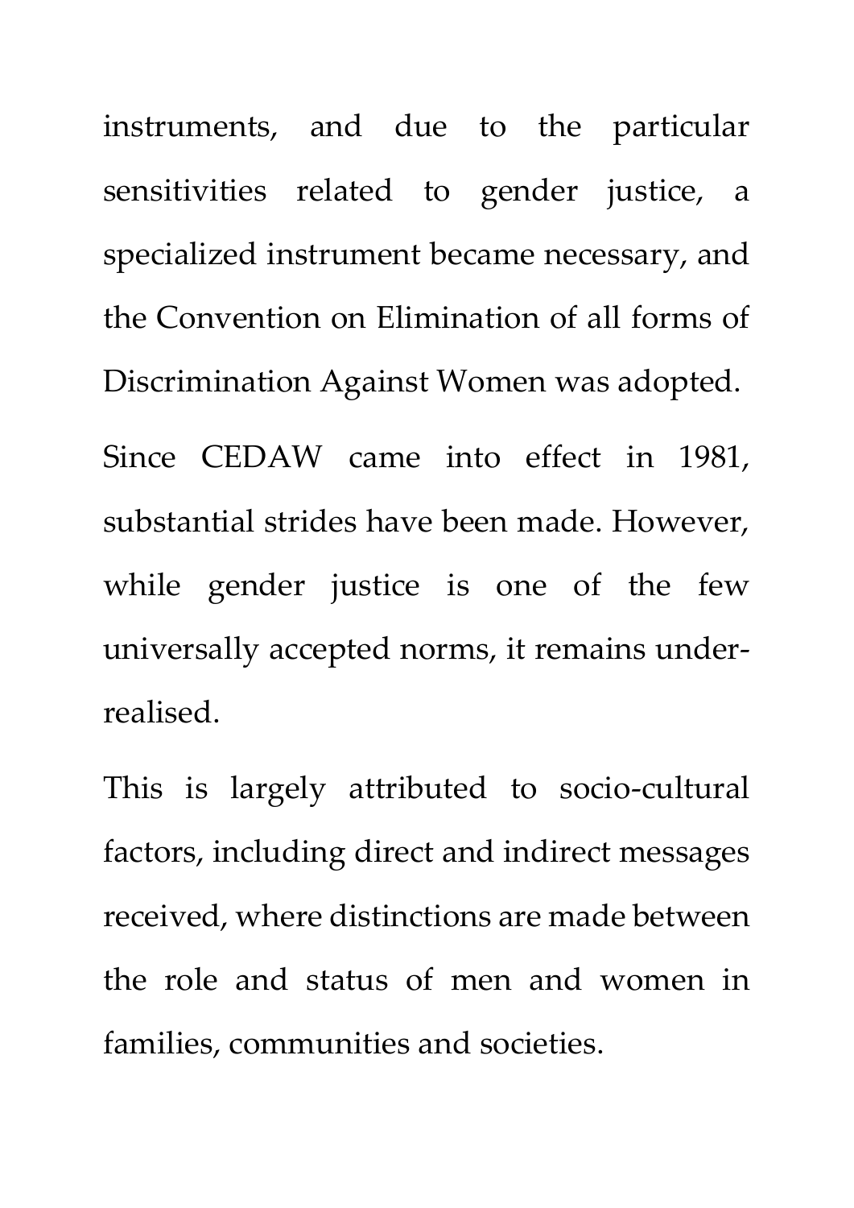instruments, and due to the particular sensitivities related to gender justice, a specialized instrument became necessary, and the Convention on Elimination of all forms of Discrimination Against Women was adopted.

Since CEDAW came into effect in 1981, substantial strides have been made. However, while gender justice is one of the few universally accepted norms, it remains under-realised.

This is largely attributed to socio-cultural factors, including direct and indirect messages received, where distinctions are made between the role and status of men and women in families, communities and societies.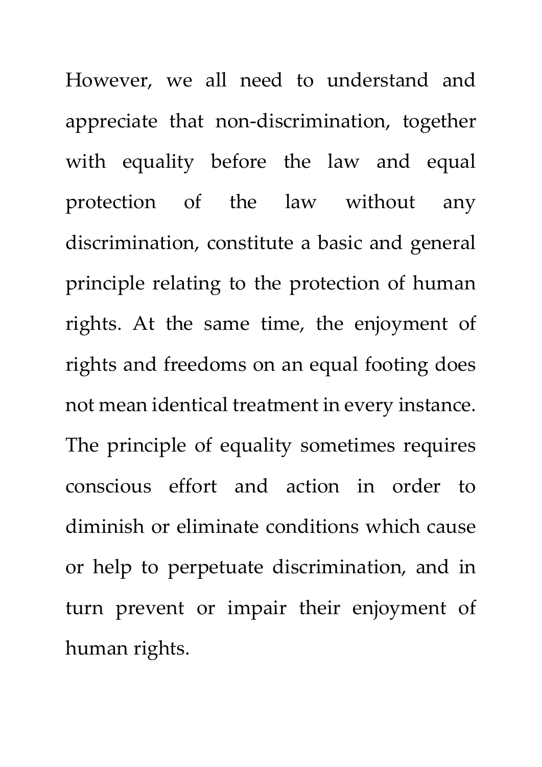However, we all need to understand and appreciate that non-discrimination, together with equality before the law and equal protection of the law without any discrimination, constitute a basic and general principle relating to the protection of human rights. At the same time, the enjoyment of rights and freedoms on an equal footing does not mean identical treatment in every instance. The principle of equality sometimes requires conscious effort and action in order to diminish or eliminate conditions which cause or help to perpetuate discrimination, and in turn prevent or impair their enjoyment of human rights.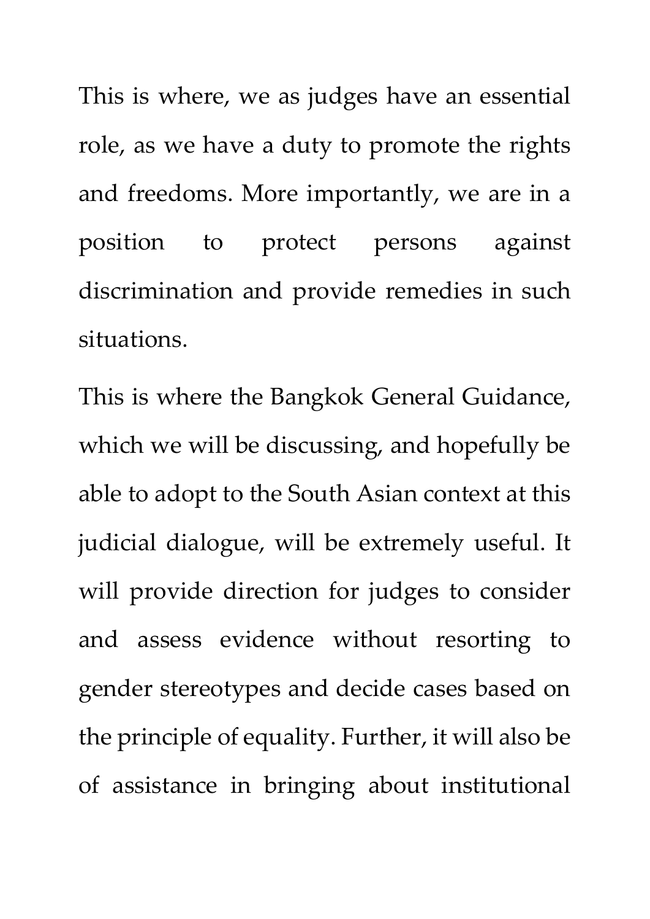This is where, we as judges have an essential role, as we have a duty to promote the rights and freedoms. More importantly, we are in a position to protect persons against discrimination and provide remedies in such situations.

This is where the Bangkok General Guidance, which we will be discussing, and hopefully be able to adopt to the South Asian context at this judicial dialogue, will be extremely useful. It will provide direction for judges to consider and assess evidence without resorting to gender stereotypes and decide cases based on the principle of equality. Further, it will also be of assistance in bringing about institutional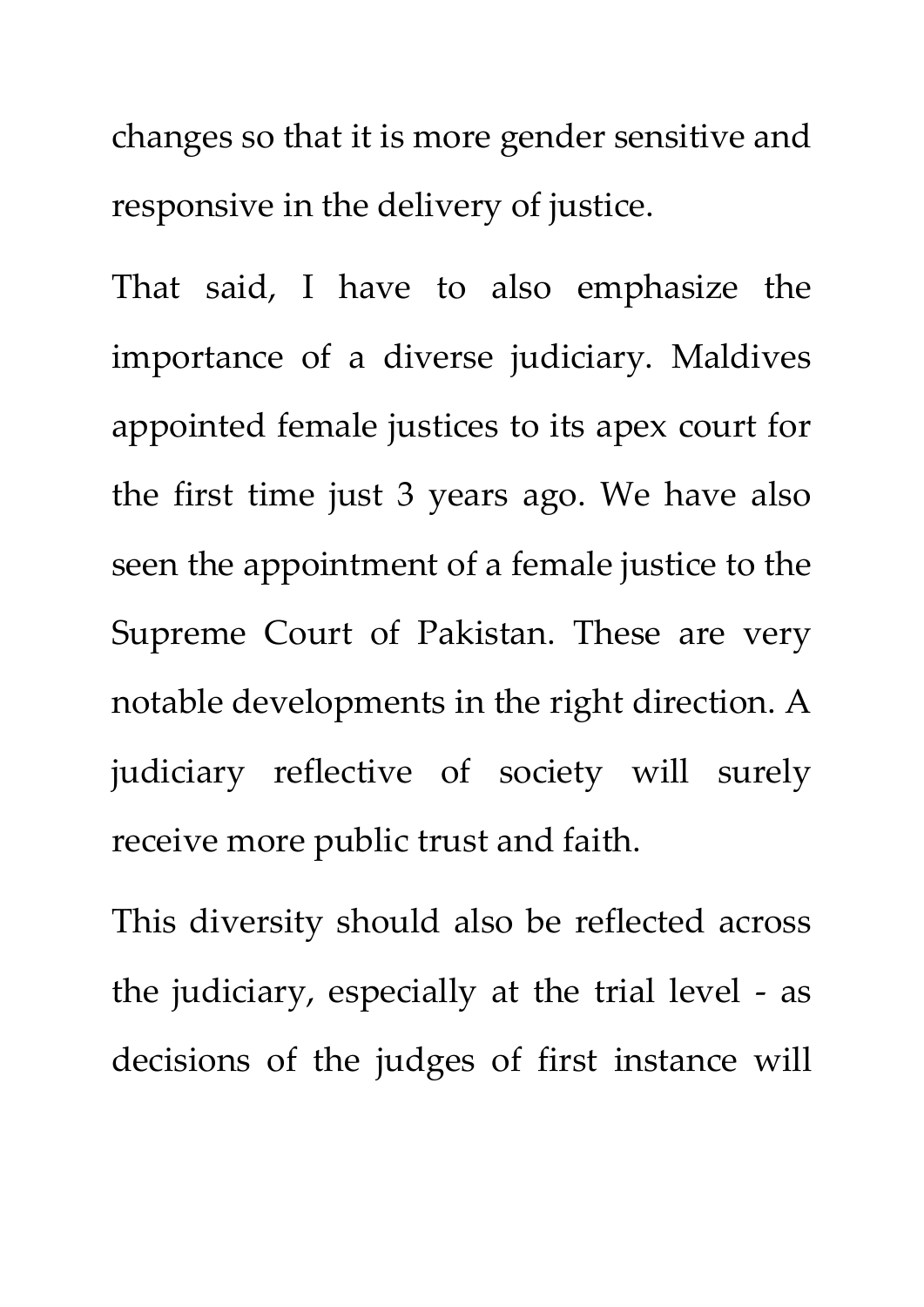changes so that it is more gender sensitive and responsive in the delivery of justice.

That said, I have to also emphasize the importance of a diverse judiciary. Maldives appointed female justices to its apex court for the first time just 3 years ago. We have also seen the appointment of a female justice to the Supreme Court of Pakistan. These are very notable developments in the right direction. A judiciary reflective of society will surely receive more public trust and faith.

This diversity should also be reflected across the judiciary, especially at the trial level - as decisions of the judges of first instance will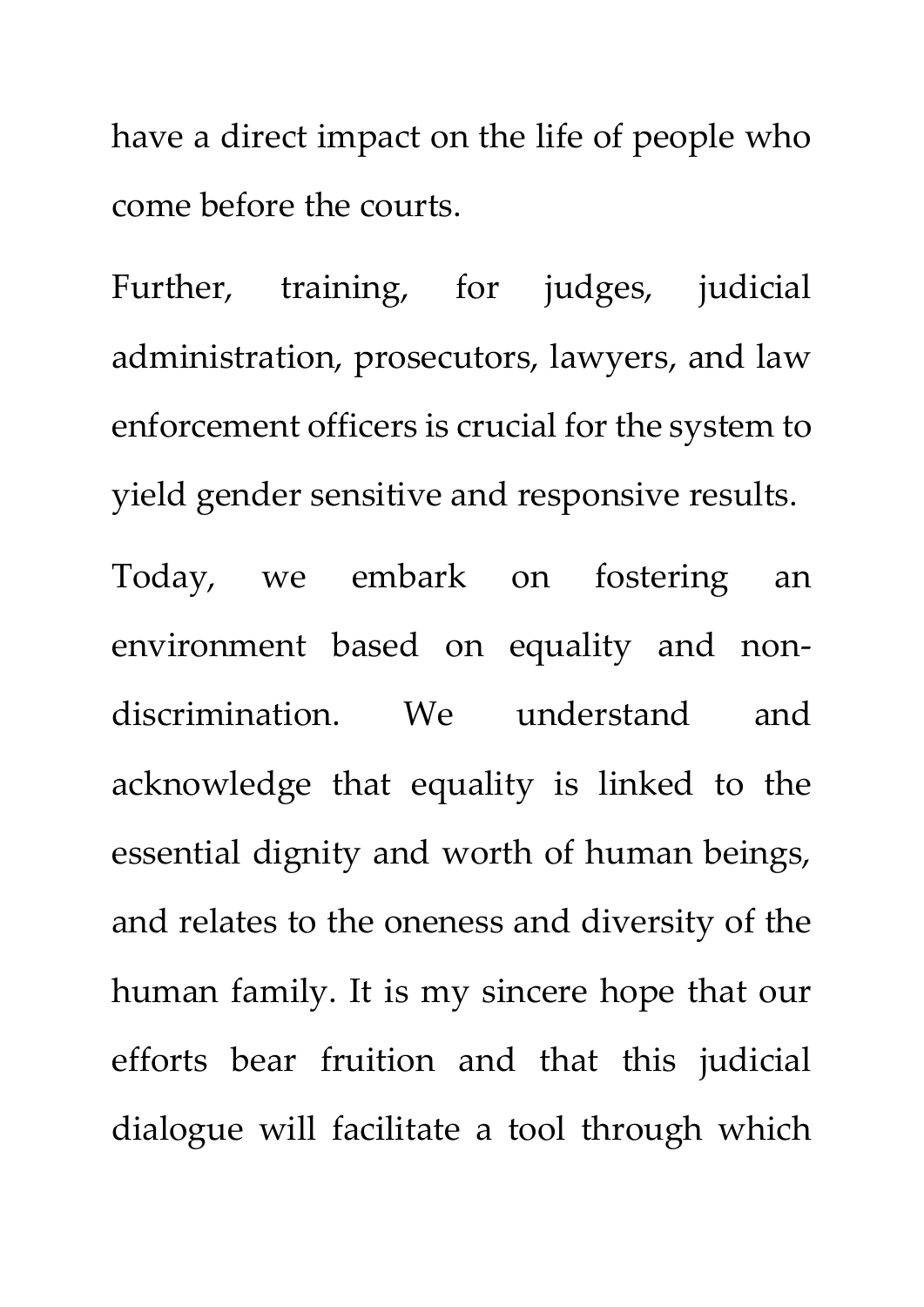have a direct impact on the life of people who come before the courts.

Further, training, for judges, judicial administration, prosecutors, lawyers, and law enforcement officers is crucial for the system to yield gender sensitive and responsive results.

Today, we embark on fostering an environment based on equality and non-discrimination. We understand and acknowledge that equality is linked to the essential dignity and worth of human beings, and relates to the oneness and diversity of the human family. It is my sincere hope that our efforts bear fruition and that this judicial dialogue will facilitate a tool through which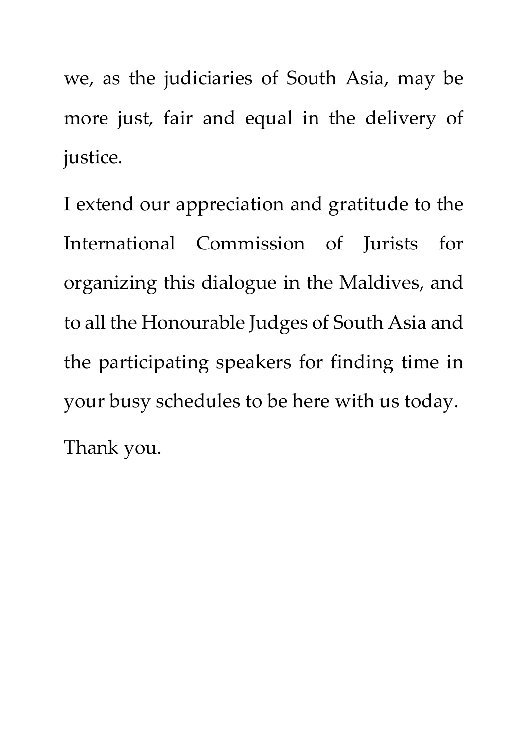we, as the judiciaries of South Asia, may be more just, fair and equal in the delivery of justice.

I extend our appreciation and gratitude to the International Commission of Jurists for organizing this dialogue in the Maldives, and to all the Honourable Judges of South Asia and the participating speakers for finding time in your busy schedules to be here with us today.

Thank you.